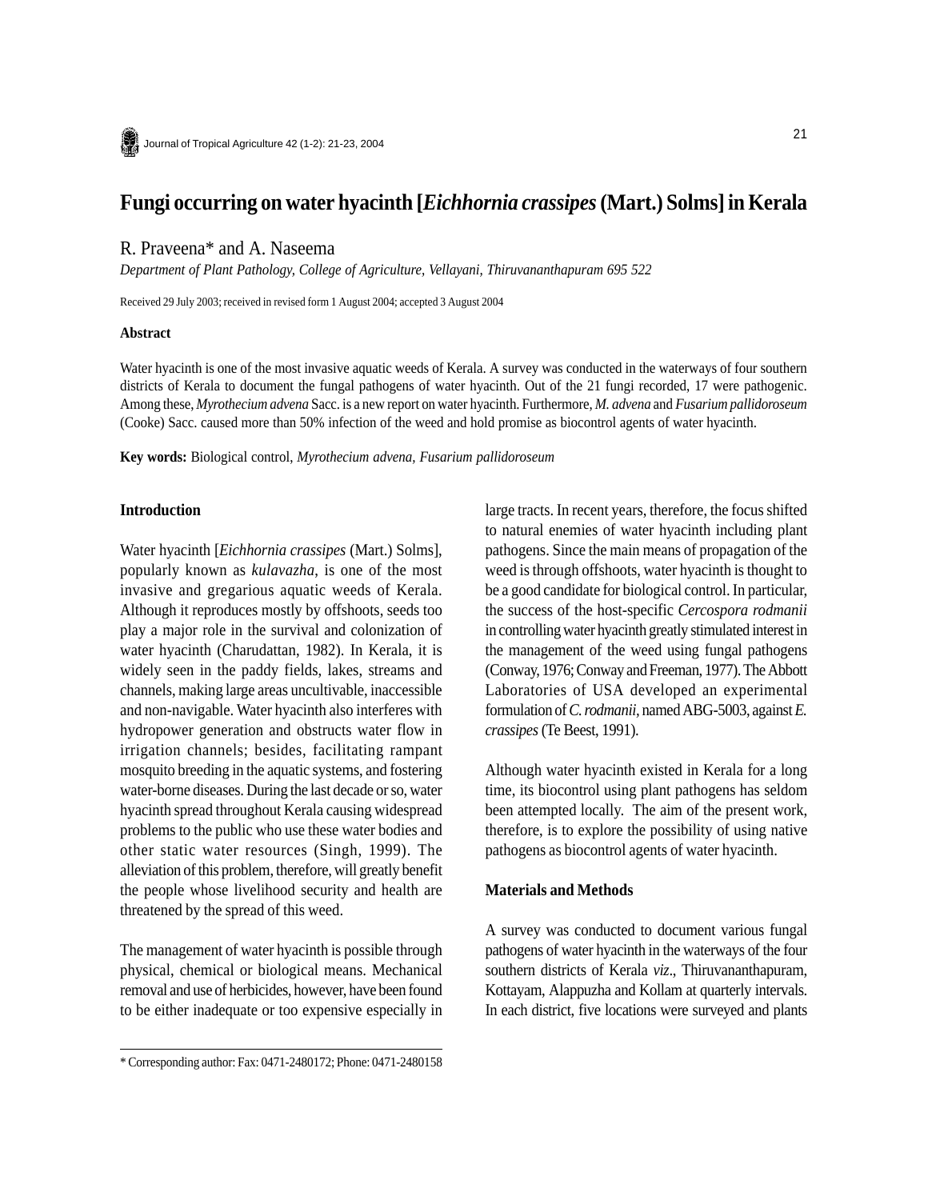# Fungi occurring on water hyacinth [*Eichhornia crassipes* (Mart.) Solms] in Kerala

R. Praveena* and A. Naseema

*Department of Plant Pathology, College of Agriculture, Vellayani, Thiruvananthapuram 695 522*

Received 29 July 2003; received in revised form 1 August 2004; accepted 3 August 2004

### Abstract

Water hyacinth is one of the most invasive aquatic weeds of Kerala. A survey was conducted in the waterways of four southern districts of Kerala to document the fungal pathogens of water hyacinth. Out of the 21 fungi recorded, 17 were pathogenic. Among these, *Myrothecium advena* Sacc. is a new report on water hyacinth. Furthermore, *M. advena* and *Fusarium pallidoroseum* (Cooke) Sacc. caused more than 50% infection of the weed and hold promise as biocontrol agents of water hyacinth.

**Key words:** Biological control, *Myrothecium advena, Fusarium pallidoroseum*

## Introduction

Water hyacinth [*Eichhornia crassipes* (Mart.) Solms], popularly known as *kulavazha*, is one of the most invasive and gregarious aquatic weeds of Kerala. Although it reproduces mostly by offshoots, seeds too play a major role in the survival and colonization of water hyacinth (Charudattan, 1982). In Kerala, it is widely seen in the paddy fields, lakes, streams and channels, making large areas uncultivable, inaccessible and non-navigable. Water hyacinth also interferes with hydropower generation and obstructs water flow in irrigation channels; besides, facilitating rampant mosquito breeding in the aquatic systems, and fostering water-borne diseases. During the last decade or so, water hyacinth spread throughout Kerala causing widespread problems to the public who use these water bodies and other static water resources (Singh, 1999). The alleviation of this problem, therefore, will greatly benefit the people whose livelihood security and health are threatened by the spread of this weed.

The management of water hyacinth is possible through physical, chemical or biological means. Mechanical removal and use of herbicides, however, have been found to be either inadequate or too expensive especially in large tracts. In recent years, therefore, the focus shifted to natural enemies of water hyacinth including plant pathogens. Since the main means of propagation of the weed is through offshoots, water hyacinth is thought to be a good candidate for biological control. In particular, the success of the host-specific *Cercospora rodmanii* in controlling water hyacinth greatly stimulated interest in the management of the weed using fungal pathogens (Conway, 1976; Conway and Freeman, 1977). The Abbott Laboratories of USA developed an experimental formulation of *C. rodmanii*, named ABG-5003, against *E. crassipes* (Te Beest, 1991).

Although water hyacinth existed in Kerala for a long time, its biocontrol using plant pathogens has seldom been attempted locally. The aim of the present work, therefore, is to explore the possibility of using native pathogens as biocontrol agents of water hyacinth.

## Materials and Methods

A survey was conducted to document various fungal pathogens of water hyacinth in the waterways of the four southern districts of Kerala *viz*., Thiruvananthapuram, Kottayam, Alappuzha and Kollam at quarterly intervals. In each district, five locations were surveyed and plants

\* Corresponding author: Fax: 0471-2480172; Phone: 0471-2480158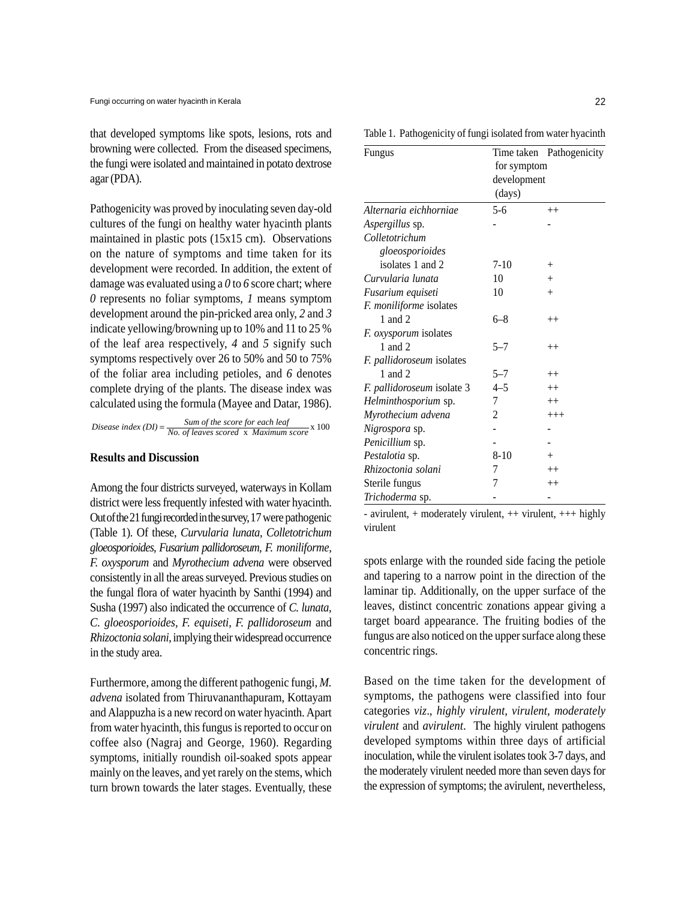that developed symptoms like spots, lesions, rots and browning were collected. From the diseased specimens, the fungi were isolated and maintained in potato dextrose agar (PDA).

Pathogenicity was proved by inoculating seven day-old cultures of the fungi on healthy water hyacinth plants maintained in plastic pots (15x15 cm). Observations on the nature of symptoms and time taken for its development were recorded. In addition, the extent of damage was evaluated using a *0* to *6* score chart; where *0* represents no foliar symptoms, *1* means symptom development around the pin-pricked area only, *2* and *3* indicate yellowing/browning up to 10% and 11 to 25 % of the leaf area respectively, *4* and *5* signify such symptoms respectively over 26 to 50% and 50 to 75% of the foliar area including petioles, and *6* denotes complete drying of the plants. The disease index was calculated using the formula (Mayee and Datar, 1986).

$$\text{Disease index (DI)} = \frac{\text{Sum of the score for each leaf}}{\text{No. of leaves scored} \times \text{Maximum score}} \times 100$$

## Results and Discussion

Among the four districts surveyed, waterways in Kollam district were less frequently infested with water hyacinth. Out of the 21 fungi recorded in the survey, 17 were pathogenic (Table 1). Of these, *Curvularia lunata, Colletotrichum gloeosporioides, Fusarium pallidoroseum, F. moniliforme, F. oxysporum* and *Myrothecium advena* were observed consistently in all the areas surveyed. Previous studies on the fungal flora of water hyacinth by Santhi (1994) and Susha (1997) also indicated the occurrence of *C. lunata, C. gloeosporioides, F. equiseti, F. pallidoroseum* and *Rhizoctonia solani*, implying their widespread occurrence in the study area.

Furthermore, among the different pathogenic fungi, *M. advena* isolated from Thiruvananthapuram, Kottayam and Alappuzha is a new record on water hyacinth. Apart from water hyacinth, this fungus is reported to occur on coffee also (Nagraj and George, 1960). Regarding symptoms, initially roundish oil-soaked spots appear mainly on the leaves, and yet rarely on the stems, which turn brown towards the later stages. Eventually, these spots enlarge with the rounded side facing the petiole and tapering to a narrow point in the direction of the laminar tip. Additionally, on the upper surface of the leaves, distinct concentric zonations appear giving a target board appearance. The fruiting bodies of the fungus are also noticed on the upper surface along these concentric rings.

Based on the time taken for the development of symptoms, the pathogens were classified into four categories *viz*., *highly virulent, virulent, moderately virulent* and *avirulent*. The highly virulent pathogens developed symptoms within three days of artificial inoculation, while the virulent isolates took 3-7 days, and the moderately virulent needed more than seven days for the expression of symptoms; the avirulent, nevertheless,

Table 1. Pathogenicity of fungi isolated from water hyacinth

| Fungus | Time taken for symptom development (days) | Pathogenicity |
|---|---|---|
| *Alternaria eichhorniae* | 5-6 | ++ |
| *Aspergillus* sp. | - | - |
| *Colletotrichum gloeosporioides* isolates 1 and 2 | 7-10 | + |
| *Curvularia lunata* | 10 | + |
| *Fusarium equiseti* | 10 | + |
| *F. moniliforme* isolates 1 and 2 | 6–8 | ++ |
| *F. oxysporum* isolates 1 and 2 | 5–7 | ++ |
| *F. pallidoroseum* isolates 1 and 2 | 5–7 | ++ |
| *F. pallidoroseum* isolate 3 | 4–5 | ++ |
| *Helminthosporium* sp. | 7 | ++ |
| *Myrothecium advena* | 2 | +++ |
| *Nigrospora* sp. | - | - |
| *Penicillium* sp. | - | - |
| *Pestalotia* sp. | 8-10 | + |
| *Rhizoctonia solani* | 7 | ++ |
| Sterile fungus | 7 | ++ |
| *Trichoderma* sp. | - | - |

- avirulent, + moderately virulent, ++ virulent, +++ highly virulent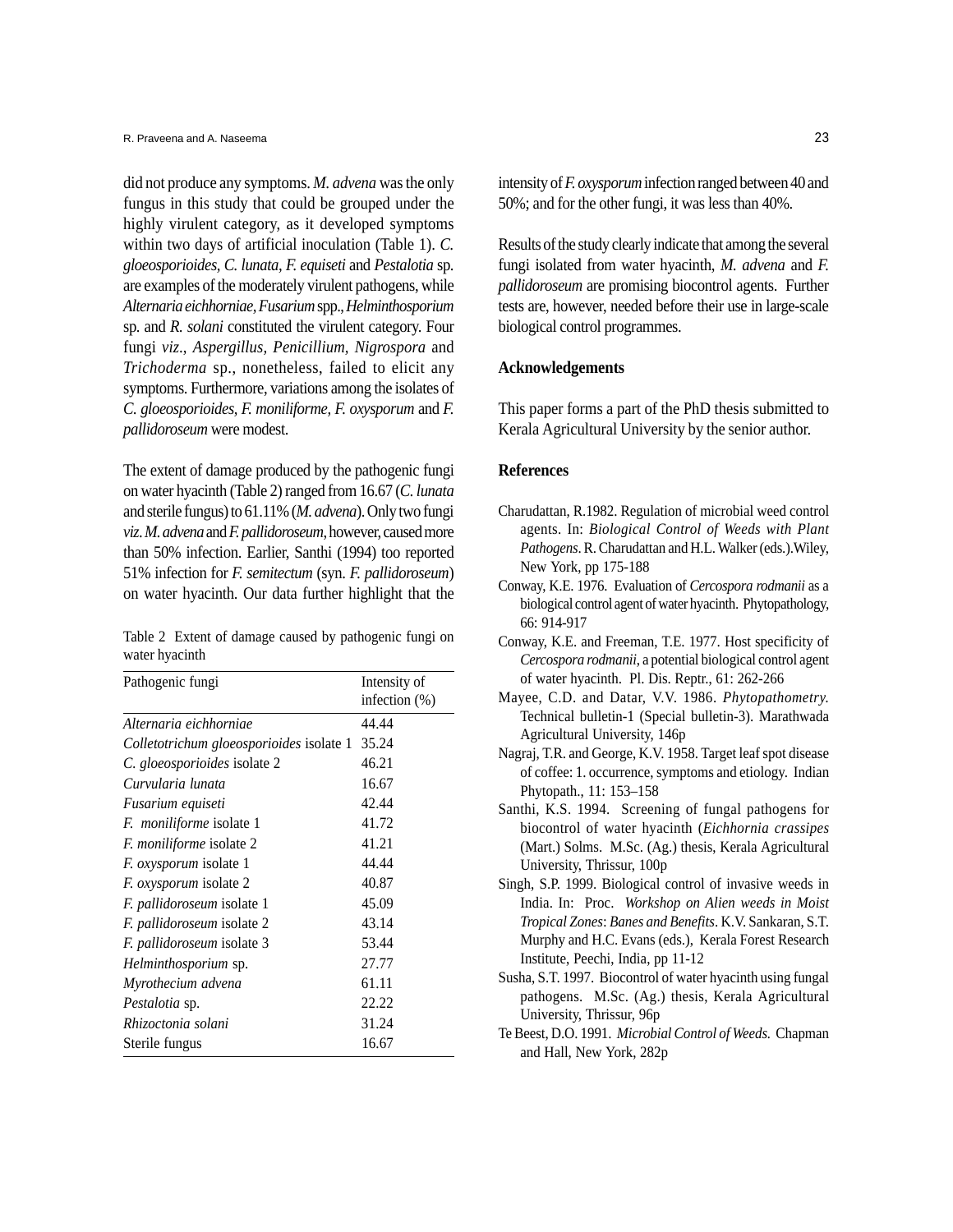did not produce any symptoms. *M. advena* was the only fungus in this study that could be grouped under the highly virulent category, as it developed symptoms within two days of artificial inoculation (Table 1). *C. gloeosporioides*, *C. lunata*, *F. equiseti* and *Pestalotia* sp. are examples of the moderately virulent pathogens, while *Alternaria eichhorniae*, *Fusarium* spp., *Helminthosporium* sp. and *R. solani* constituted the virulent category. Four fungi *viz*., *Aspergillus*, *Penicillium*, *Nigrospora* and *Trichoderma* sp., nonetheless, failed to elicit any symptoms. Furthermore, variations among the isolates of *C. gloeosporioides*, *F. moniliforme*, *F. oxysporum* and *F. pallidoroseum* were modest.

The extent of damage produced by the pathogenic fungi on water hyacinth (Table 2) ranged from 16.67 (*C. lunata* and sterile fungus) to 61.11% (*M. advena*). Only two fungi *viz*. *M. advena* and *F. pallidoroseum*, however, caused more than 50% infection. Earlier, Santhi (1994) too reported 51% infection for *F. semitectum* (syn. *F. pallidoroseum*) on water hyacinth. Our data further highlight that the intensity of *F. oxysporum* infection ranged between 40 and 50%; and for the other fungi, it was less than 40%.

Table 2 Extent of damage caused by pathogenic fungi on water hyacinth

| Pathogenic fungi | Intensity of infection (%) |
|---|---|
| *Alternaria eichhorniae* | 44.44 |
| *Colletotrichum gloeosporioides* isolate 1 | 35.24 |
| *C. gloeosporioides* isolate 2 | 46.21 |
| *Curvularia lunata* | 16.67 |
| *Fusarium equiseti* | 42.44 |
| *F. moniliforme* isolate 1 | 41.72 |
| *F. moniliforme* isolate 2 | 41.21 |
| *F. oxysporum* isolate 1 | 44.44 |
| *F. oxysporum* isolate 2 | 40.87 |
| *F. pallidoroseum* isolate 1 | 45.09 |
| *F. pallidoroseum* isolate 2 | 43.14 |
| *F. pallidoroseum* isolate 3 | 53.44 |
| *Helminthosporium* sp. | 27.77 |
| *Myrothecium advena* | 61.11 |
| *Pestalotia* sp. | 22.22 |
| *Rhizoctonia solani* | 31.24 |
| Sterile fungus | 16.67 |

Results of the study clearly indicate that among the several fungi isolated from water hyacinth, *M. advena* and *F. pallidoroseum* are promising biocontrol agents. Further tests are, however, needed before their use in large-scale biological control programmes.

## Acknowledgements

This paper forms a part of the PhD thesis submitted to Kerala Agricultural University by the senior author.

## References

Charudattan, R.1982. Regulation of microbial weed control agents. In: *Biological Control of Weeds with Plant Pathogens*. R. Charudattan and H.L. Walker (eds.).Wiley, New York, pp 175-188

Conway, K.E. 1976. Evaluation of *Cercospora rodmanii* as a biological control agent of water hyacinth. Phytopathology, 66: 914-917

Conway, K.E. and Freeman, T.E. 1977. Host specificity of *Cercospora rodmanii*, a potential biological control agent of water hyacinth. Pl. Dis. Reptr., 61: 262-266

Mayee, C.D. and Datar, V.V. 1986. *Phytopathometry.* Technical bulletin-1 (Special bulletin-3). Marathwada Agricultural University, 146p

Nagraj, T.R. and George, K.V. 1958. Target leaf spot disease of coffee: 1. occurrence, symptoms and etiology. Indian Phytopath., 11: 153–158

Santhi, K.S. 1994. Screening of fungal pathogens for biocontrol of water hyacinth (*Eichhornia crassipes* (Mart.) Solms. M.Sc. (Ag.) thesis, Kerala Agricultural University, Thrissur, 100p

Singh, S.P. 1999. Biological control of invasive weeds in India. In: Proc. *Workshop on Alien weeds in Moist Tropical Zones*: *Banes and Benefits*. K.V. Sankaran, S.T. Murphy and H.C. Evans (eds.), Kerala Forest Research Institute, Peechi, India, pp 11-12

Susha, S.T. 1997. Biocontrol of water hyacinth using fungal pathogens. M.Sc. (Ag.) thesis, Kerala Agricultural University, Thrissur, 96p

Te Beest, D.O. 1991. *Microbial Control of Weeds.* Chapman and Hall, New York, 282p